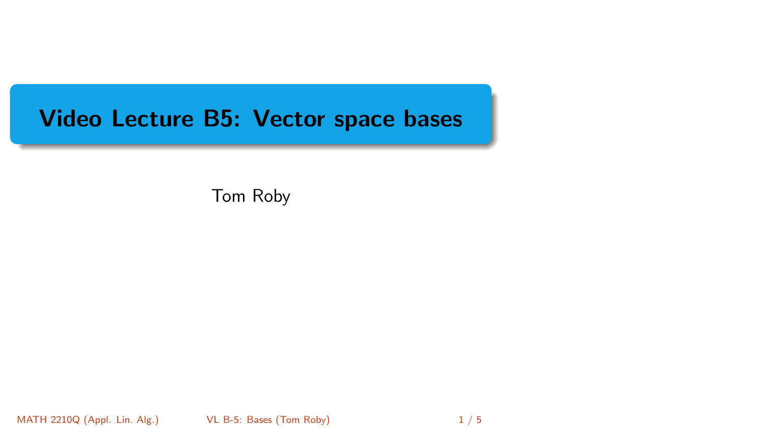# Video Lecture B5: Vector space bases

Tom Roby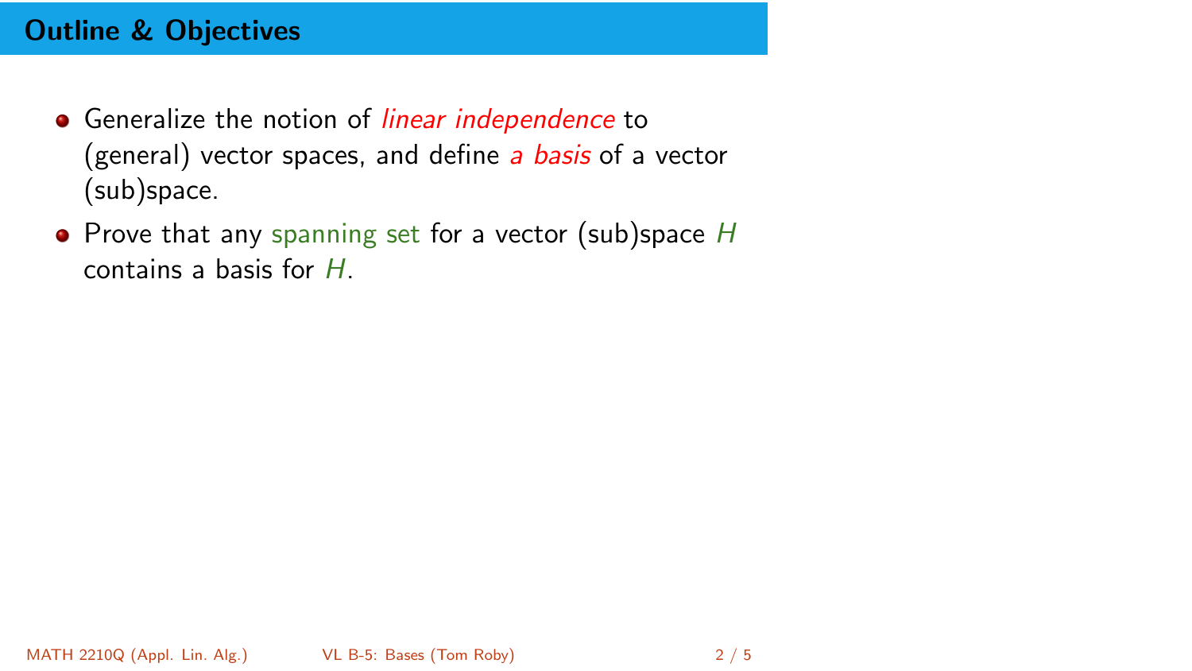## Outline & Objectives

- Generalize the notion of *linear independence* to (general) vector spaces, and define *a basis* of a vector (sub)space.
- Prove that any spanning set for a vector (sub)space $H$ contains a basis for $H$.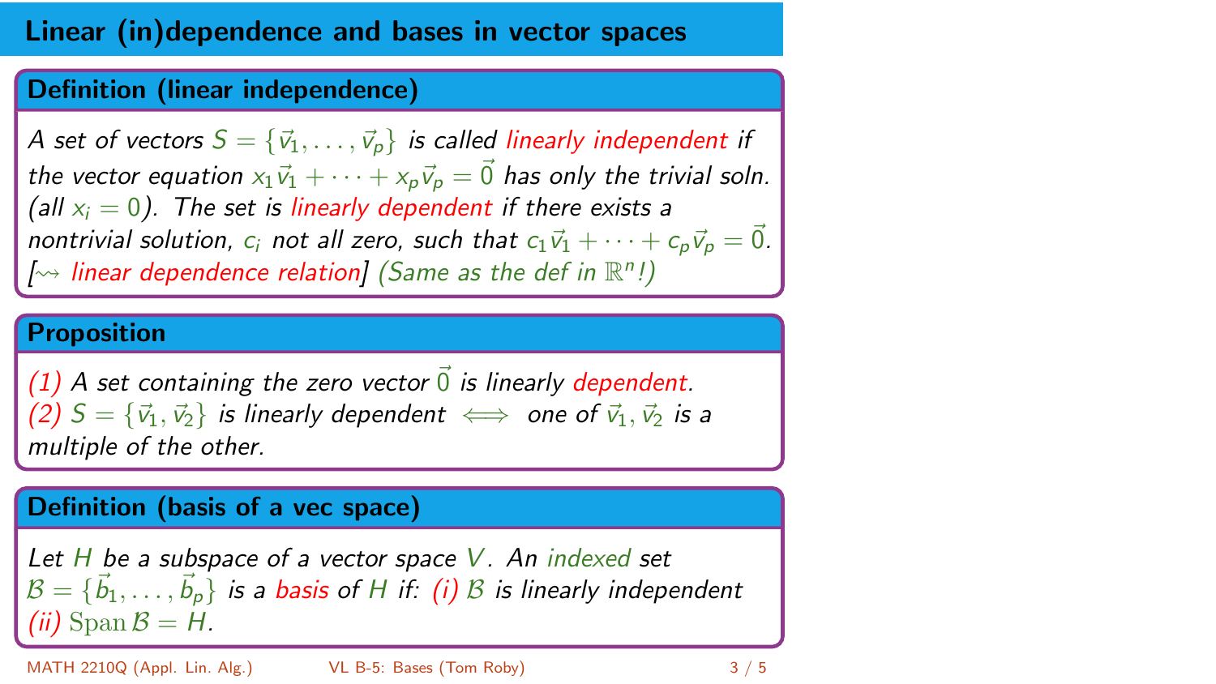# Linear (in)dependence and bases in vector spaces

## Definition (linear independence)

*A set of vectors $S = \{\vec{v}_1, \ldots, \vec{v}_p\}$ is called linearly independent if the vector equation $x_1\vec{v}_1 + \cdots + x_p\vec{v}_p = \vec{0}$ has only the trivial soln. (all $x_i = 0$). The set is linearly dependent if there exists a nontrivial solution, $c_i$ not all zero, such that $c_1\vec{v}_1 + \cdots + c_p\vec{v}_p = \vec{0}$. [$\rightsquigarrow$ linear dependence relation] (Same as the def in $\mathbb{R}^n$!)*

## Proposition

*(1) A set containing the zero vector $\vec{0}$ is linearly dependent.*
*(2) $S = \{\vec{v}_1, \vec{v}_2\}$ is linearly dependent $\iff$ one of $\vec{v}_1, \vec{v}_2$ is a multiple of the other.*

## Definition (basis of a vec space)

*Let $H$ be a subspace of a vector space $V$. An indexed set $\mathcal{B} = \{\vec{b}_1, \ldots, \vec{b}_p\}$ is a basis of $H$ if: (i) $\mathcal{B}$ is linearly independent (ii) $\operatorname{Span} \mathcal{B} = H$.*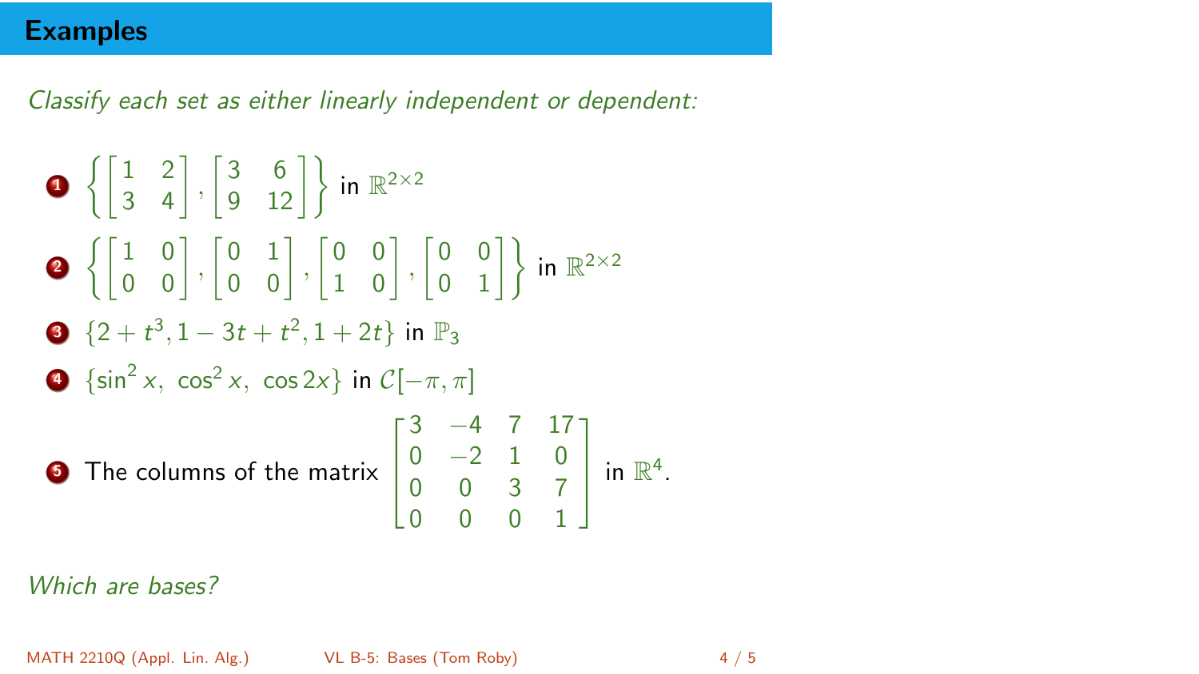## Examples

*Classify each set as either linearly independent or dependent:*

1. $\left\{ \begin{bmatrix} 1 & 2 \\ 3 & 4 \end{bmatrix}, \begin{bmatrix} 3 & 6 \\ 9 & 12 \end{bmatrix} \right\}$ in $\mathbb{R}^{2\times 2}$
2. $\left\{ \begin{bmatrix} 1 & 0 \\ 0 & 0 \end{bmatrix}, \begin{bmatrix} 0 & 1 \\ 0 & 0 \end{bmatrix}, \begin{bmatrix} 0 & 0 \\ 1 & 0 \end{bmatrix}, \begin{bmatrix} 0 & 0 \\ 0 & 1 \end{bmatrix} \right\}$ in $\mathbb{R}^{2\times 2}$
3. $\{2 + t^3, 1 - 3t + t^2, 1 + 2t\}$ in $\mathbb{P}_3$
4. $\{\sin^2 x,\ \cos^2 x,\ \cos 2x\}$ in $\mathcal{C}[-\pi, \pi]$
5. The columns of the matrix $\begin{bmatrix} 3 & -4 & 7 & 17 \\ 0 & -2 & 1 & 0 \\ 0 & 0 & 3 & 7 \\ 0 & 0 & 0 & 1 \end{bmatrix}$ in $\mathbb{R}^4$.

*Which are bases?*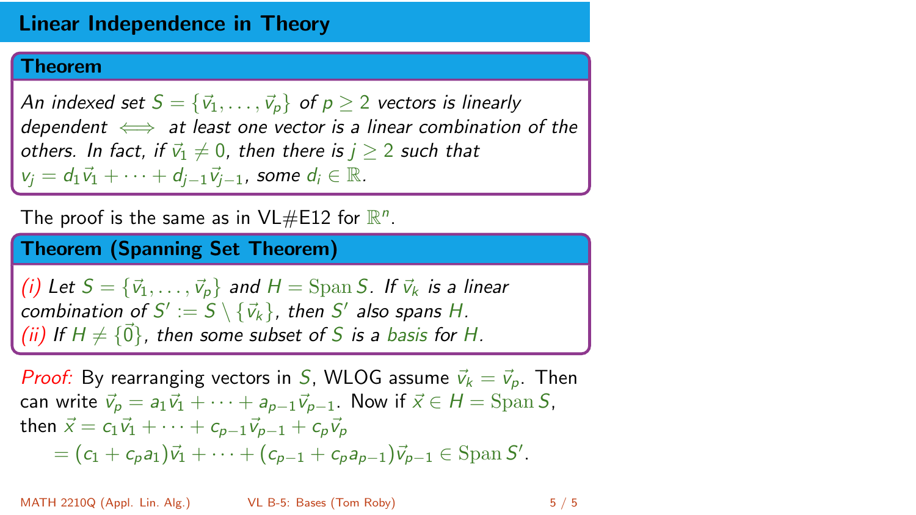## Linear Independence in Theory

**Theorem**

*An indexed set $S = \{\vec{v}_1, \dots, \vec{v}_p\}$ of $p \geq 2$ vectors is linearly dependent $\iff$ at least one vector is a linear combination of the others. In fact, if $\vec{v}_1 \neq 0$, then there is $j \geq 2$ such that $v_j = d_1\vec{v}_1 + \cdots + d_{j-1}\vec{v}_{j-1}$, some $d_i \in \mathbb{R}$.*

The proof is the same as in VL#E12 for $\mathbb{R}^n$.

**Theorem (Spanning Set Theorem)**

*(i) Let $S = \{\vec{v}_1, \dots, \vec{v}_p\}$ and $H = \operatorname{Span} S$. If $\vec{v}_k$ is a linear combination of $S' := S \setminus \{\vec{v}_k\}$, then $S'$ also spans $H$.*
*(ii) If $H \neq \{\vec{0}\}$, then some subset of $S$ is a basis for $H$.*

*Proof:* By rearranging vectors in $S$, WLOG assume $\vec{v}_k = \vec{v}_p$. Then can write $\vec{v}_p = a_1\vec{v}_1 + \cdots + a_{p-1}\vec{v}_{p-1}$. Now if $\vec{x} \in H = \operatorname{Span} S$, then $\vec{x} = c_1\vec{v}_1 + \cdots + c_{p-1}\vec{v}_{p-1} + c_p\vec{v}_p$

$$= (c_1 + c_p a_1)\vec{v}_1 + \cdots + (c_{p-1} + c_p a_{p-1})\vec{v}_{p-1} \in \operatorname{Span} S'.$$